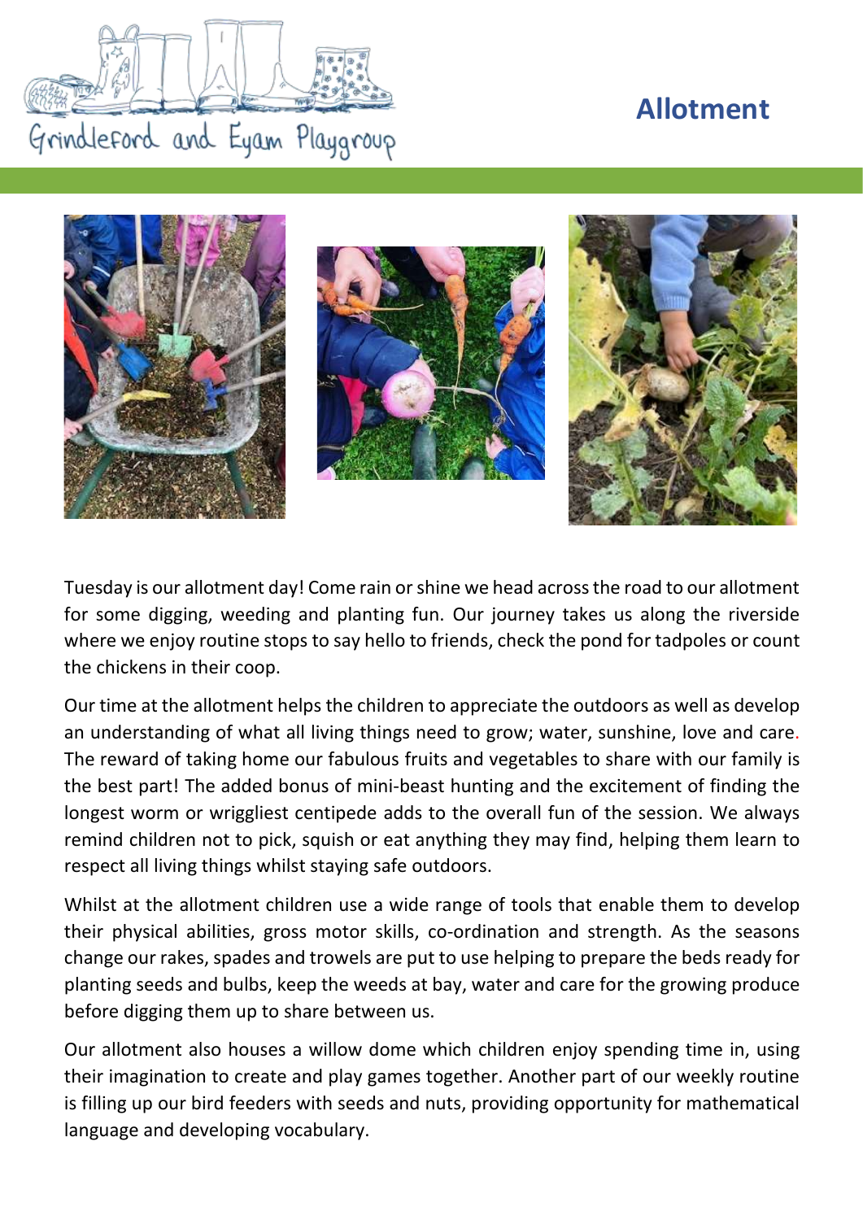Grindleford and Eyam Playgroup

# Allotment

Tuesday is our allotment day! Come rain or shine we head across the road to our allotment for some digging, weeding and planting fun. Our journey takes us along the riverside where we enjoy routine stops to say hello to friends, check the pond for tadpoles or count the chickens in their coop.

Our time at the allotment helps the children to appreciate the outdoors as well as develop an understanding of what all living things need to grow; water, sunshine, love and care. The reward of taking home our fabulous fruits and vegetables to share with our family is the best part! The added bonus of mini-beast hunting and the excitement of finding the longest worm or wriggliest centipede adds to the overall fun of the session. We always remind children not to pick, squish or eat anything they may find, helping them learn to respect all living things whilst staying safe outdoors.

Whilst at the allotment children use a wide range of tools that enable them to develop their physical abilities, gross motor skills, co-ordination and strength. As the seasons change our rakes, spades and trowels are put to use helping to prepare the beds ready for planting seeds and bulbs, keep the weeds at bay, water and care for the growing produce before digging them up to share between us.

Our allotment also houses a willow dome which children enjoy spending time in, using their imagination to create and play games together. Another part of our weekly routine is filling up our bird feeders with seeds and nuts, providing opportunity for mathematical language and developing vocabulary.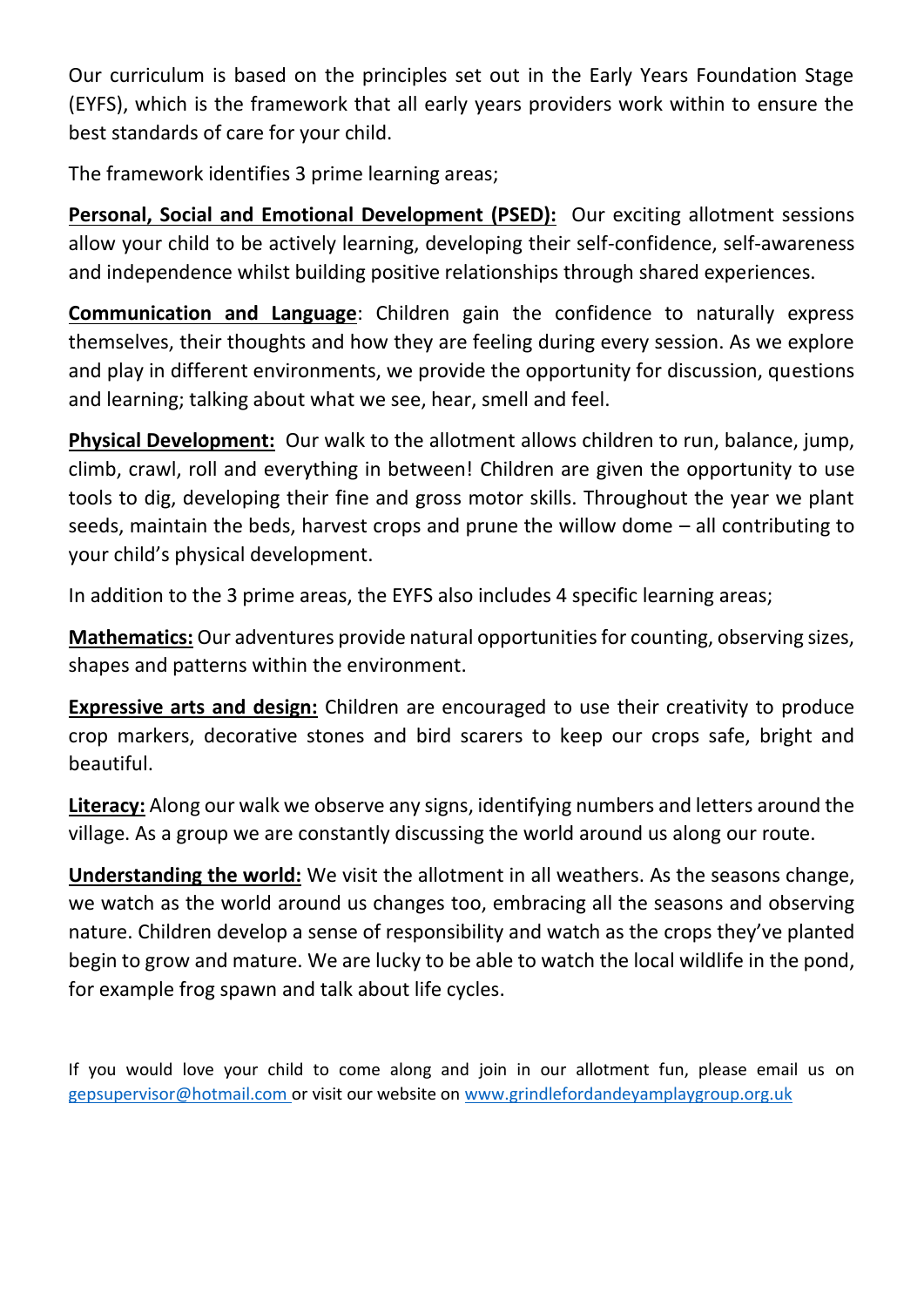Our curriculum is based on the principles set out in the Early Years Foundation Stage (EYFS), which is the framework that all early years providers work within to ensure the best standards of care for your child.

The framework identifies 3 prime learning areas;

**Personal, Social and Emotional Development (PSED):** Our exciting allotment sessions allow your child to be actively learning, developing their self-confidence, self-awareness and independence whilst building positive relationships through shared experiences.

**Communication and Language**: Children gain the confidence to naturally express themselves, their thoughts and how they are feeling during every session. As we explore and play in different environments, we provide the opportunity for discussion, questions and learning; talking about what we see, hear, smell and feel.

**Physical Development:** Our walk to the allotment allows children to run, balance, jump, climb, crawl, roll and everything in between! Children are given the opportunity to use tools to dig, developing their fine and gross motor skills. Throughout the year we plant seeds, maintain the beds, harvest crops and prune the willow dome – all contributing to your child's physical development.

In addition to the 3 prime areas, the EYFS also includes 4 specific learning areas;

**Mathematics:** Our adventures provide natural opportunities for counting, observing sizes, shapes and patterns within the environment.

**Expressive arts and design:** Children are encouraged to use their creativity to produce crop markers, decorative stones and bird scarers to keep our crops safe, bright and beautiful.

**Literacy:** Along our walk we observe any signs, identifying numbers and letters around the village. As a group we are constantly discussing the world around us along our route.

**Understanding the world:** We visit the allotment in all weathers. As the seasons change, we watch as the world around us changes too, embracing all the seasons and observing nature. Children develop a sense of responsibility and watch as the crops they've planted begin to grow and mature. We are lucky to be able to watch the local wildlife in the pond, for example frog spawn and talk about life cycles.

If you would love your child to come along and join in our allotment fun, please email us on gepsupervisor@hotmail.com or visit our website on www.grindlefordandeyamplaygroup.org.uk